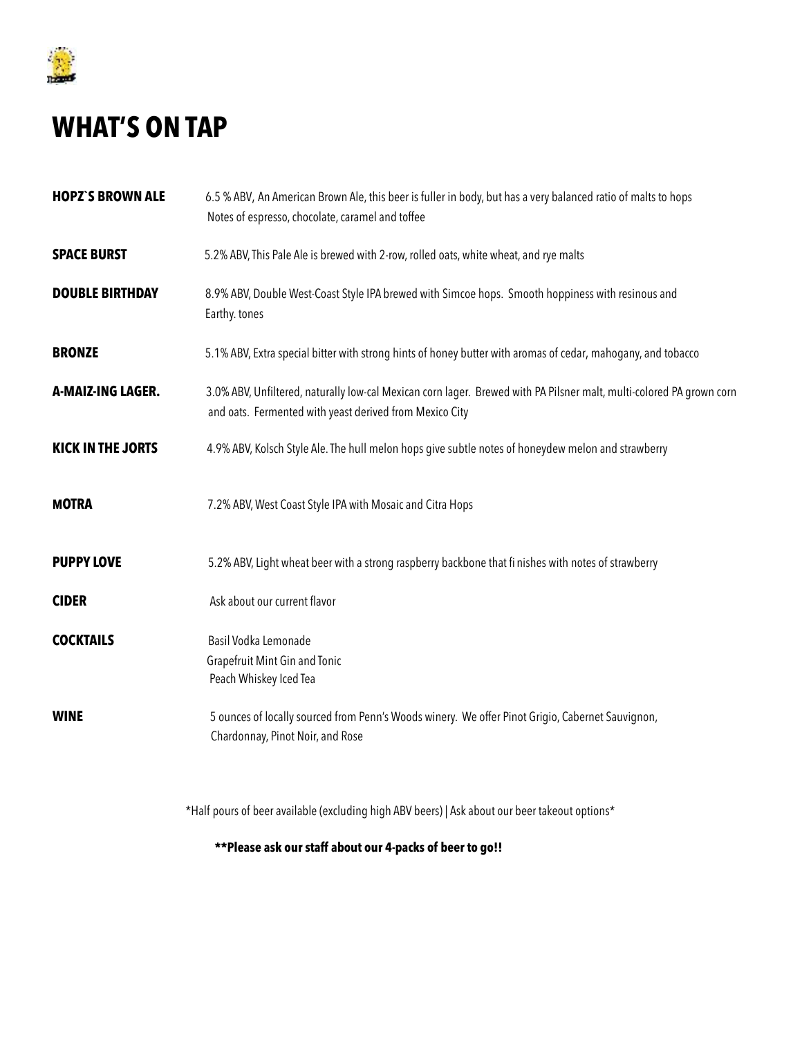# WHAT'S ON TAP

| | |
|---|---|
| **HOPZ`S BROWN ALE** | 6.5 % ABV, An American Brown Ale, this beer is fuller in body, but has a very balanced ratio of malts to hops Notes of espresso, chocolate, caramel and toffee |
| **SPACE BURST** | 5.2% ABV, This Pale Ale is brewed with 2-row, rolled oats, white wheat, and rye malts |
| **DOUBLE BIRTHDAY** | 8.9% ABV, Double West-Coast Style IPA brewed with Simcoe hops. Smooth hoppiness with resinous and Earthy. tones |
| **BRONZE** | 5.1% ABV, Extra special bitter with strong hints of honey butter with aromas of cedar, mahogany, and tobacco |
| **A-MAIZ-ING LAGER.** | 3.0% ABV, Unfiltered, naturally low-cal Mexican corn lager. Brewed with PA Pilsner malt, multi-colored PA grown corn and oats. Fermented with yeast derived from Mexico City |
| **KICK IN THE JORTS** | 4.9% ABV, Kolsch Style Ale. The hull melon hops give subtle notes of honeydew melon and strawberry |
| **MOTRA** | 7.2% ABV, West Coast Style IPA with Mosaic and Citra Hops |
| **PUPPY LOVE** | 5.2% ABV, Light wheat beer with a strong raspberry backbone that finishes with notes of strawberry |
| **CIDER** | Ask about our current flavor |
| **COCKTAILS** | Basil Vodka Lemonade<br>Grapefruit Mint Gin and Tonic<br>Peach Whiskey Iced Tea |
| **WINE** | 5 ounces of locally sourced from Penn's Woods winery. We offer Pinot Grigio, Cabernet Sauvignon, Chardonnay, Pinot Noir, and Rose |

*Half pours of beer available (excluding high ABV beers) | Ask about our beer takeout options*

**\*\*Please ask our staff about our 4-packs of beer to go!!**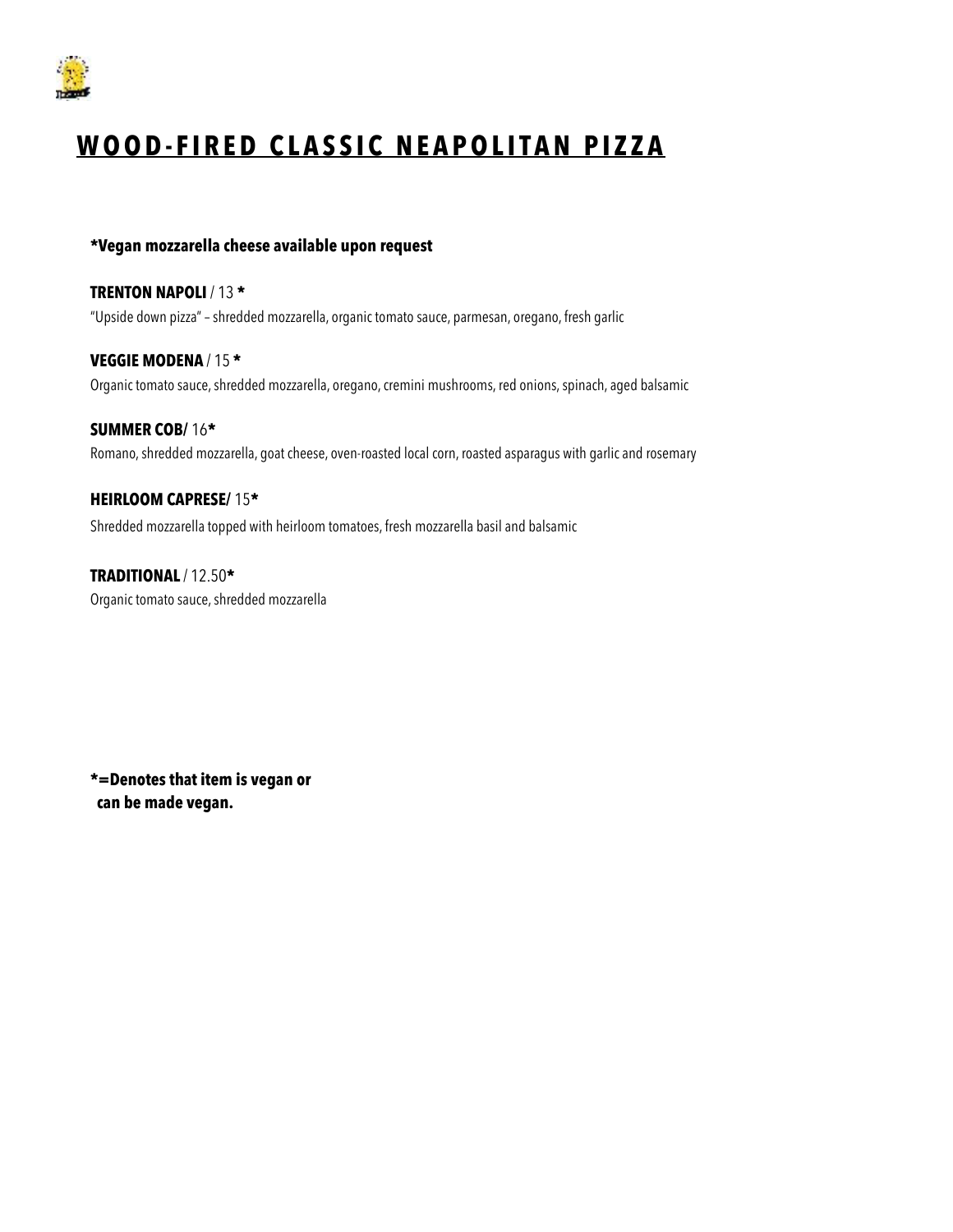# WOOD-FIRED CLASSIC NEAPOLITAN PIZZA

**\*Vegan mozzarella cheese available upon request**

**TRENTON NAPOLI** / 13 **\***
"Upside down pizza" – shredded mozzarella, organic tomato sauce, parmesan, oregano, fresh garlic

**VEGGIE MODENA** / 15 **\***
Organic tomato sauce, shredded mozzarella, oregano, cremini mushrooms, red onions, spinach, aged balsamic

**SUMMER COB/** 16**\***
Romano, shredded mozzarella, goat cheese, oven-roasted local corn, roasted asparagus with garlic and rosemary

**HEIRLOOM CAPRESE/** 15**\***
Shredded mozzarella topped with heirloom tomatoes, fresh mozzarella basil and balsamic

**TRADITIONAL** / 12.50**\***
Organic tomato sauce, shredded mozzarella

**\*=Denotes that item is vegan or can be made vegan.**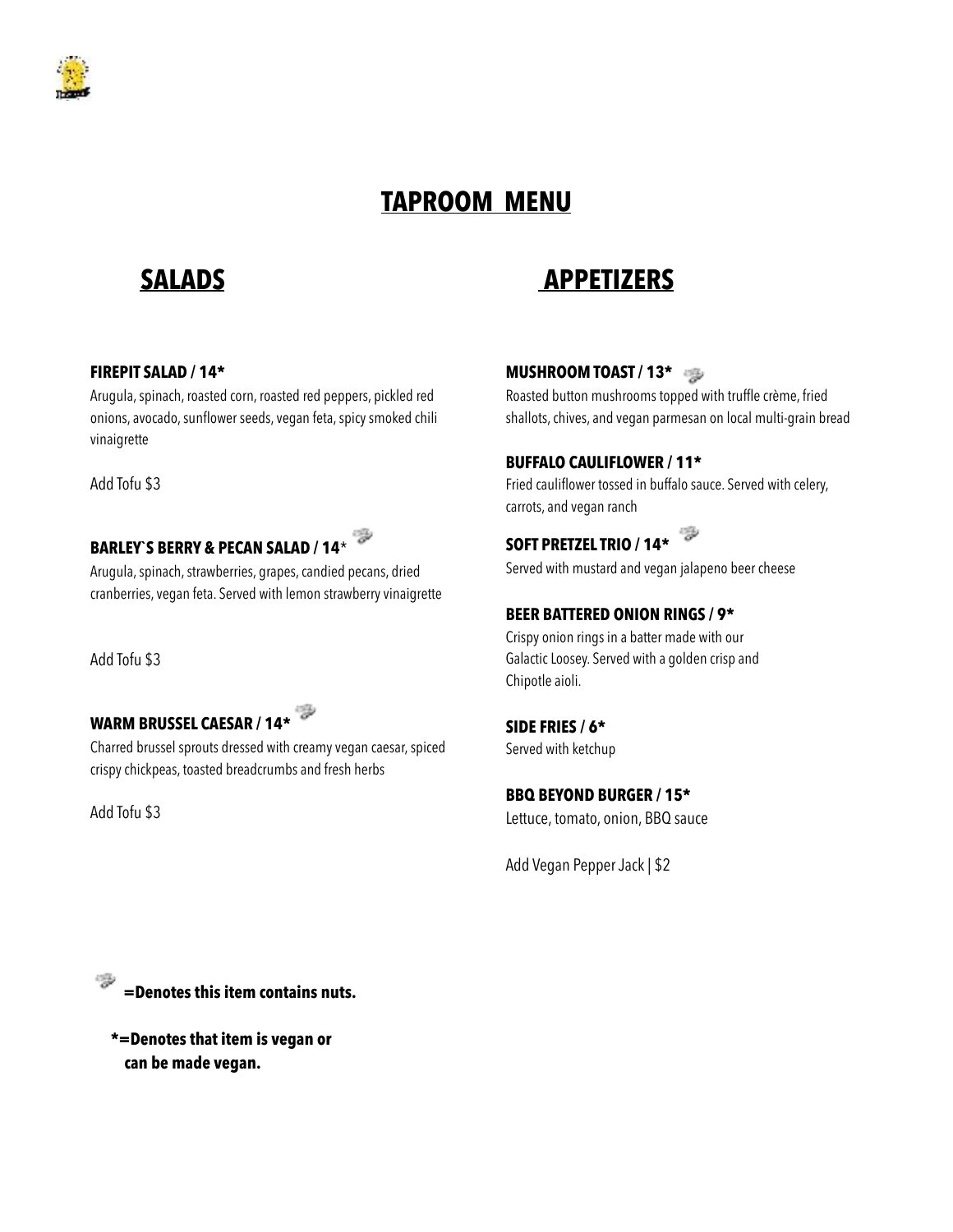# TAPROOM MENU

## SALADS

**FIREPIT SALAD / 14***
Arugula, spinach, roasted corn, roasted red peppers, pickled red onions, avocado, sunflower seeds, vegan feta, spicy smoked chili vinaigrette

Add Tofu $3

**BARLEY`S BERRY & PECAN SALAD / 14***
Arugula, spinach, strawberries, grapes, candied pecans, dried cranberries, vegan feta. Served with lemon strawberry vinaigrette

Add Tofu $3

**WARM BRUSSEL CAESAR / 14***
Charred brussel sprouts dressed with creamy vegan caesar, spiced crispy chickpeas, toasted breadcrumbs and fresh herbs

Add Tofu $3

## APPETIZERS

**MUSHROOM TOAST / 13***
Roasted button mushrooms topped with truffle crème, fried shallots, chives, and vegan parmesan on local multi-grain bread

**BUFFALO CAULIFLOWER / 11***
Fried cauliflower tossed in buffalo sauce. Served with celery, carrots, and vegan ranch

**SOFT PRETZEL TRIO / 14***
Served with mustard and vegan jalapeno beer cheese

**BEER BATTERED ONION RINGS / 9***
Crispy onion rings in a batter made with our Galactic Loosey. Served with a golden crisp and Chipotle aioli.

**SIDE FRIES / 6***
Served with ketchup

**BBQ BEYOND BURGER / 15***
Lettuce, tomato, onion, BBQ sauce

Add Vegan Pepper Jack | $2

**=Denotes this item contains nuts.**

***=Denotes that item is vegan or can be made vegan.**